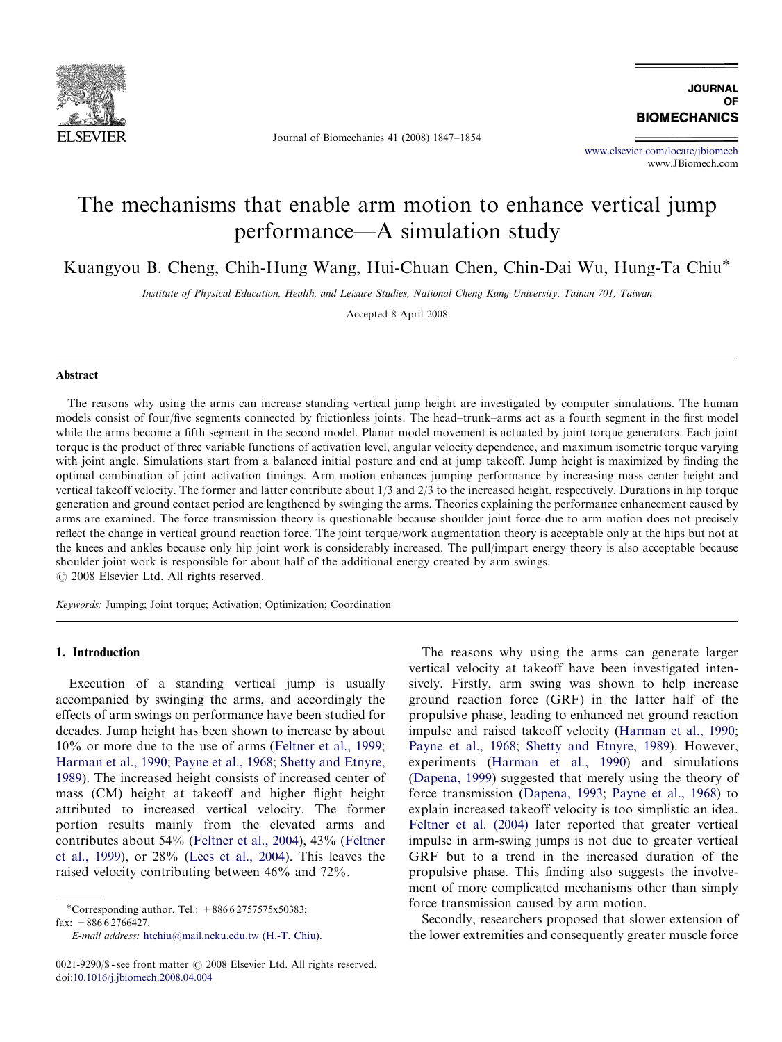# The mechanisms that enable arm motion to enhance vertical jump performance—A simulation study

Kuangyou B. Cheng, Chih-Hung Wang, Hui-Chuan Chen, Chin-Dai Wu, Hung-Ta Chiu*

*Institute of Physical Education, Health, and Leisure Studies, National Cheng Kung University, Tainan 701, Taiwan*

Accepted 8 April 2008

## Abstract

The reasons why using the arms can increase standing vertical jump height are investigated by computer simulations. The human models consist of four/five segments connected by frictionless joints. The head–trunk–arms act as a fourth segment in the first model while the arms become a fifth segment in the second model. Planar model movement is actuated by joint torque generators. Each joint torque is the product of three variable functions of activation level, angular velocity dependence, and maximum isometric torque varying with joint angle. Simulations start from a balanced initial posture and end at jump takeoff. Jump height is maximized by finding the optimal combination of joint activation timings. Arm motion enhances jumping performance by increasing mass center height and vertical takeoff velocity. The former and latter contribute about 1/3 and 2/3 to the increased height, respectively. Durations in hip torque generation and ground contact period are lengthened by swinging the arms. Theories explaining the performance enhancement caused by arms are examined. The force transmission theory is questionable because shoulder joint force due to arm motion does not precisely reflect the change in vertical ground reaction force. The joint torque/work augmentation theory is acceptable only at the hips but not at the knees and ankles because only hip joint work is considerably increased. The pull/impart energy theory is also acceptable because shoulder joint work is responsible for about half of the additional energy created by arm swings.

© 2008 Elsevier Ltd. All rights reserved.

*Keywords:* Jumping; Joint torque; Activation; Optimization; Coordination

## 1. Introduction

Execution of a standing vertical jump is usually accompanied by swinging the arms, and accordingly the effects of arm swings on performance have been studied for decades. Jump height has been shown to increase by about 10% or more due to the use of arms (Feltner et al., 1999; Harman et al., 1990; Payne et al., 1968; Shetty and Etnyre, 1989). The increased height consists of increased center of mass (CM) height at takeoff and higher flight height attributed to increased vertical velocity. The former portion results mainly from the elevated arms and contributes about 54% (Feltner et al., 2004), 43% (Feltner et al., 1999), or 28% (Lees et al., 2004). This leaves the raised velocity contributing between 46% and 72%.

The reasons why using the arms can generate larger vertical velocity at takeoff have been investigated intensively. Firstly, arm swing was shown to help increase ground reaction force (GRF) in the latter half of the propulsive phase, leading to enhanced net ground reaction impulse and raised takeoff velocity (Harman et al., 1990; Payne et al., 1968; Shetty and Etnyre, 1989). However, experiments (Harman et al., 1990) and simulations (Dapena, 1999) suggested that merely using the theory of force transmission (Dapena, 1993; Payne et al., 1968) to explain increased takeoff velocity is too simplistic an idea. Feltner et al. (2004) later reported that greater vertical impulse in arm-swing jumps is not due to greater vertical GRF but to a trend in the increased duration of the propulsive phase. This finding also suggests the involvement of more complicated mechanisms other than simply force transmission caused by arm motion.

Secondly, researchers proposed that slower extension of the lower extremities and consequently greater muscle force

*Corresponding author. Tel.: +886 6 2757575x50383; fax: +886 6 2766427.
*E-mail address:* htchiu@mail.ncku.edu.tw (H.-T. Chiu).

0021-9290/$ - see front matter © 2008 Elsevier Ltd. All rights reserved.
doi:10.1016/j.jbiomech.2008.04.004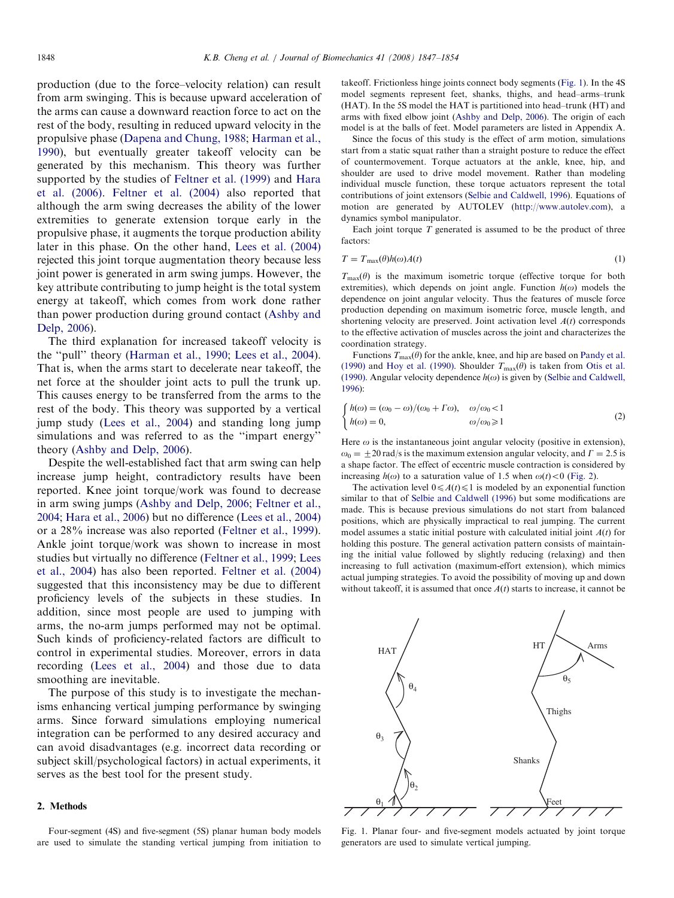production (due to the force–velocity relation) can result from arm swinging. This is because upward acceleration of the arms can cause a downward reaction force to act on the rest of the body, resulting in reduced upward velocity in the propulsive phase (Dapena and Chung, 1988; Harman et al., 1990), but eventually greater takeoff velocity can be generated by this mechanism. This theory was further supported by the studies of Feltner et al. (1999) and Hara et al. (2006). Feltner et al. (2004) also reported that although the arm swing decreases the ability of the lower extremities to generate extension torque early in the propulsive phase, it augments the torque production ability later in this phase. On the other hand, Lees et al. (2004) rejected this joint torque augmentation theory because less joint power is generated in arm swing jumps. However, the key attribute contributing to jump height is the total system energy at takeoff, which comes from work done rather than power production during ground contact (Ashby and Delp, 2006).

The third explanation for increased takeoff velocity is the "pull" theory (Harman et al., 1990; Lees et al., 2004). That is, when the arms start to decelerate near takeoff, the net force at the shoulder joint acts to pull the trunk up. This causes energy to be transferred from the arms to the rest of the body. This theory was supported by a vertical jump study (Lees et al., 2004) and standing long jump simulations and was referred to as the "impart energy" theory (Ashby and Delp, 2006).

Despite the well-established fact that arm swing can help increase jump height, contradictory results have been reported. Knee joint torque/work was found to decrease in arm swing jumps (Ashby and Delp, 2006; Feltner et al., 2004; Hara et al., 2006) but no difference (Lees et al., 2004) or a 28% increase was also reported (Feltner et al., 1999). Ankle joint torque/work was shown to increase in most studies but virtually no difference (Feltner et al., 1999; Lees et al., 2004) has also been reported. Feltner et al. (2004) suggested that this inconsistency may be due to different proficiency levels of the subjects in these studies. In addition, since most people are used to jumping with arms, the no-arm jumps performed may not be optimal. Such kinds of proficiency-related factors are difficult to control in experimental studies. Moreover, errors in data recording (Lees et al., 2004) and those due to data smoothing are inevitable.

The purpose of this study is to investigate the mechanisms enhancing vertical jumping performance by swinging arms. Since forward simulations employing numerical integration can be performed to any desired accuracy and can avoid disadvantages (e.g. incorrect data recording or subject skill/psychological factors) in actual experiments, it serves as the best tool for the present study.

## 2. Methods

Four-segment (4S) and five-segment (5S) planar human body models are used to simulate the standing vertical jumping from initiation to takeoff. Frictionless hinge joints connect body segments (Fig. 1). In the 4S model segments represent feet, shanks, thighs, and head–arms–trunk (HAT). In the 5S model the HAT is partitioned into head–trunk (HT) and arms with fixed elbow joint (Ashby and Delp, 2006). The origin of each model is at the balls of feet. Model parameters are listed in Appendix A.

Since the focus of this study is the effect of arm motion, simulations start from a static squat rather than a straight posture to reduce the effect of countermovement. Torque actuators at the ankle, knee, hip, and shoulder are used to drive model movement. Rather than modeling individual muscle function, these torque actuators represent the total contributions of joint extensors (Selbie and Caldwell, 1996). Equations of motion are generated by AUTOLEV (http://www.autolev.com), a dynamics symbol manipulator.

Each joint torque $T$ generated is assumed to be the product of three factors:

$$T = T_{\max}(\theta)h(\omega)A(t) \tag{1}$$

$T_{\max}(\theta)$ is the maximum isometric torque (effective torque for both extremities), which depends on joint angle. Function $h(\omega)$ models the dependence on joint angular velocity. Thus the features of muscle force production depending on maximum isometric force, muscle length, and shortening velocity are preserved. Joint activation level $A(t)$ corresponds to the effective activation of muscles across the joint and characterizes the coordination strategy.

Functions $T_{\max}(\theta)$ for the ankle, knee, and hip are based on Pandy et al. (1990) and Hoy et al. (1990). Shoulder $T_{\max}(\theta)$ is taken from Otis et al. (1990). Angular velocity dependence $h(\omega)$ is given by (Selbie and Caldwell, 1996):

$$\begin{cases} h(\omega) = (\omega_0 - \omega)/(\omega_0 + \Gamma\omega), & \omega/\omega_0 < 1 \\ h(\omega) = 0, & \omega/\omega_0 \geqslant 1 \end{cases} \tag{2}$$

Here $\omega$ is the instantaneous joint angular velocity (positive in extension), $\omega_0 = \pm 20$ rad/s is the maximum extension angular velocity, and $\Gamma = 2.5$ is a shape factor. The effect of eccentric muscle contraction is considered by increasing $h(\omega)$ to a saturation value of 1.5 when $\omega(t) < 0$ (Fig. 2).

The activation level $0 \leqslant A(t) \leqslant 1$ is modeled by an exponential function similar to that of Selbie and Caldwell (1996) but some modifications are made. This is because previous simulations do not start from balanced positions, which are physically impractical to real jumping. The current model assumes a static initial posture with calculated initial joint $A(t)$ for holding this posture. The general activation pattern consists of maintaining the initial value followed by slightly reducing (relaxing) and then increasing to full activation (maximum-effort extension), which mimics actual jumping strategies. To avoid the possibility of moving up and down without takeoff, it is assumed that once $A(t)$ starts to increase, it cannot be

Fig. 1. Planar four- and five-segment models actuated by joint torque generators are used to simulate vertical jumping.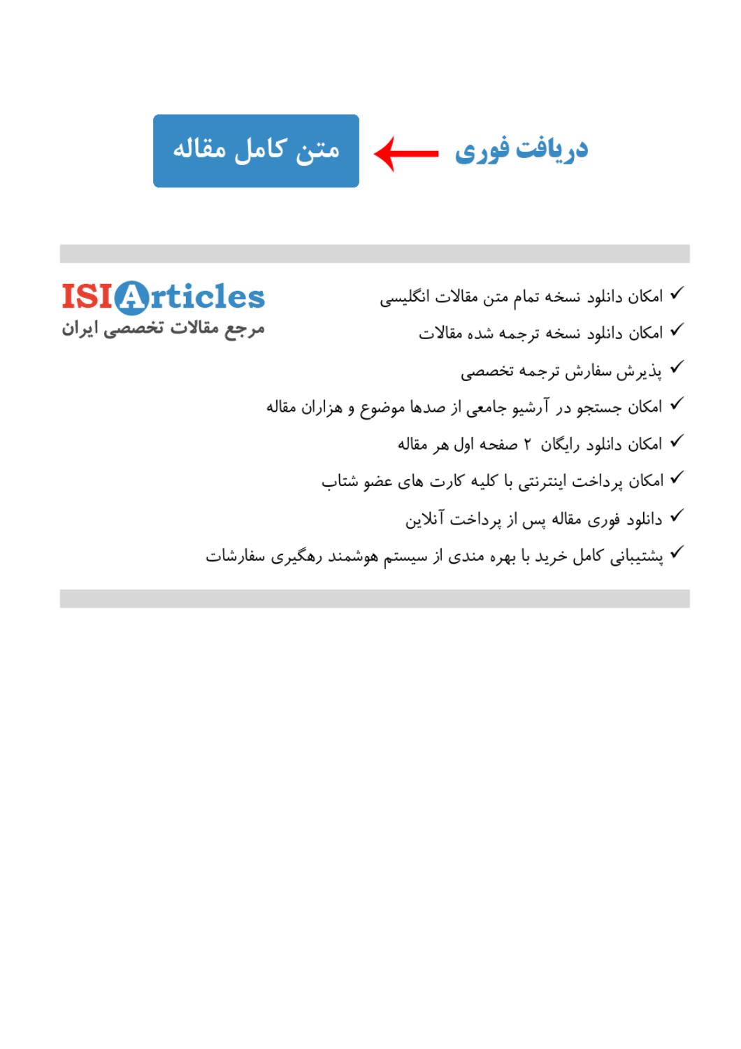دریافت فوری ← متن کامل مقاله

**ISIArticles**
مرجع مقالات تخصصی ایران

- ✓ امکان دانلود نسخه تمام متن مقالات انگلیسی
- ✓ امکان دانلود نسخه ترجمه شده مقالات
- ✓ پذیرش سفارش ترجمه تخصصی
- ✓ امکان جستجو در آرشیو جامعی از صدها موضوع و هزاران مقاله
- ✓ امکان دانلود رایگان ۲ صفحه اول هر مقاله
- ✓ امکان پرداخت اینترنتی با کلیه کارت های عضو شتاب
- ✓ دانلود فوری مقاله پس از پرداخت آنلاین
- ✓ پشتیبانی کامل خرید با بهره مندی از سیستم هوشمند رهگیری سفارشات